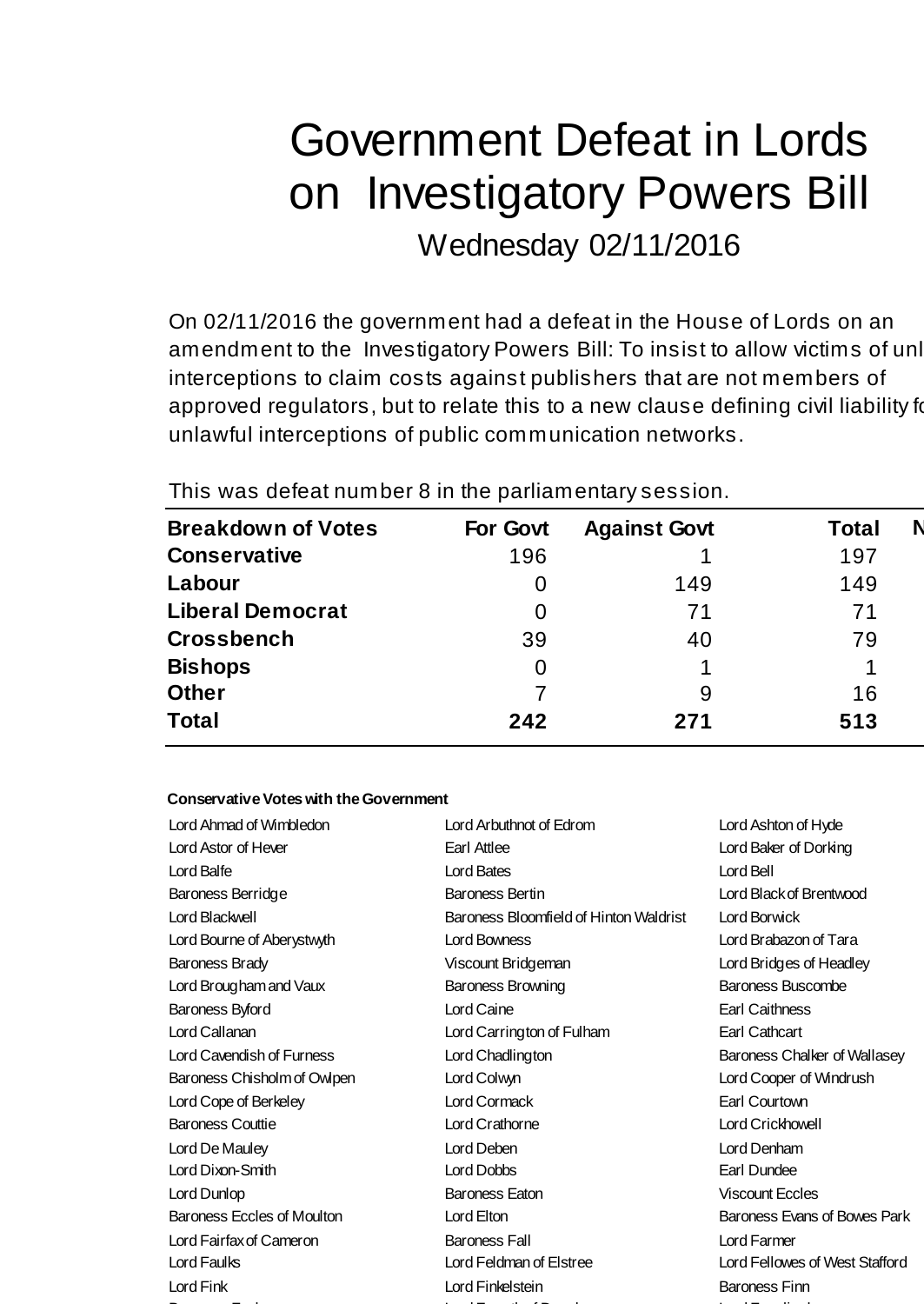# Government Defeat in Lords on Investigatory Powers Bill

Wednesday 02/11/2016

On 02/11/2016 the government had a defeat in the House of Lords on an amendment to the Investigatory Powers Bill: To insist to allow victims of unl interceptions to claim costs against publishers that are not members of approved regulators, but to relate this to a new clause defining civil liability fo unlawful interceptions of public communication networks.

This was defeat number 8 in the parliamentary session.

| Breakdown of Votes | For Govt | Against Govt | Total | N |
|---|---|---|---|---|
| **Conservative** | 196 | 1 | 197 | |
| **Labour** | 0 | 149 | 149 | |
| **Liberal Democrat** | 0 | 71 | 71 | |
| **Crossbench** | 39 | 40 | 79 | |
| **Bishops** | 0 | 1 | 1 | |
| **Other** | 7 | 9 | 16 | |
| **Total** | **242** | **271** | **513** | |

**Conservative Votes with the Government**

| | | |
|---|---|---|
| Lord Ahmad of Wimbledon | Lord Arbuthnot of Edrom | Lord Ashton of Hyde |
| Lord Astor of Hever | Earl Attlee | Lord Baker of Dorking |
| Lord Balfe | Lord Bates | Lord Bell |
| Baroness Berridge | Baroness Bertin | Lord Black of Brentwood |
| Lord Blackwell | Baroness Bloomfield of Hinton Waldrist | Lord Borwick |
| Lord Bourne of Aberystwyth | Lord Bowness | Lord Brabazon of Tara |
| Baroness Brady | Viscount Bridgeman | Lord Bridges of Headley |
| Lord Brougham and Vaux | Baroness Browning | Baroness Buscombe |
| Baroness Byford | Lord Caine | Earl Caithness |
| Lord Callanan | Lord Carrington of Fulham | Earl Cathcart |
| Lord Cavendish of Furness | Lord Chadlington | Baroness Chalker of Wallasey |
| Baroness Chisholm of Owlpen | Lord Colwyn | Lord Cooper of Windrush |
| Lord Cope of Berkeley | Lord Cormack | Earl Courtown |
| Baroness Couttie | Lord Crathorne | Lord Crickhowell |
| Lord De Mauley | Lord Deben | Lord Denham |
| Lord Dixon-Smith | Lord Dobbs | Earl Dundee |
| Lord Dunlop | Baroness Eaton | Viscount Eccles |
| Baroness Eccles of Moulton | Lord Elton | Baroness Evans of Bowes Park |
| Lord Fairfax of Cameron | Baroness Fall | Lord Farmer |
| Lord Faulks | Lord Feldman of Elstree | Lord Fellowes of West Stafford |
| Lord Fink | Lord Finkelstein | Baroness Finn |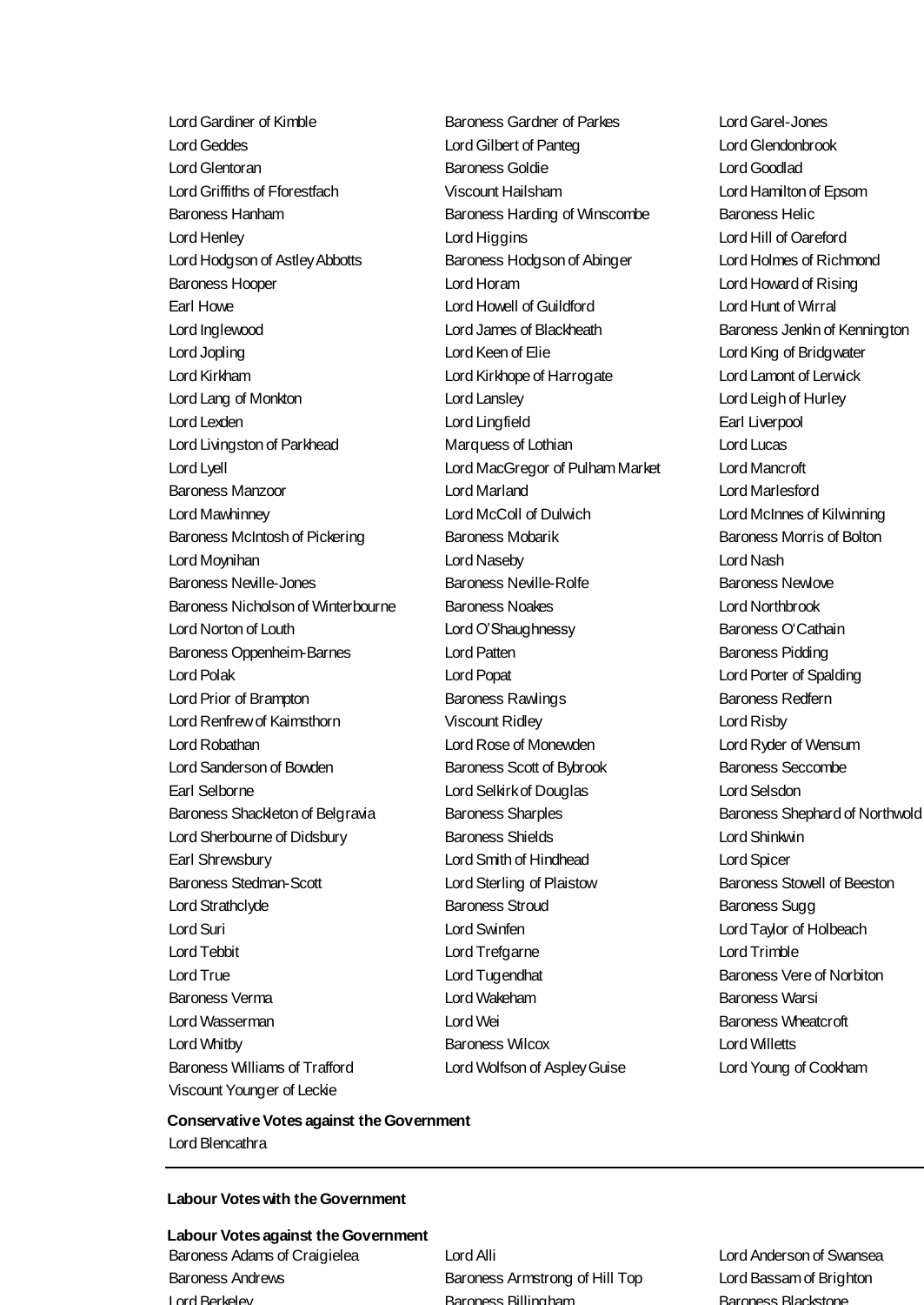| | | |
|---|---|---|
| Lord Gardiner of Kimble | Baroness Gardner of Parkes | Lord Garel-Jones |
| Lord Geddes | Lord Gilbert of Panteg | Lord Glendonbrook |
| Lord Glentoran | Baroness Goldie | Lord Goodlad |
| Lord Griffiths of Fforestfach | Viscount Hailsham | Lord Hamilton of Epsom |
| Baroness Hanham | Baroness Harding of Winscombe | Baroness Helic |
| Lord Henley | Lord Higgins | Lord Hill of Oareford |
| Lord Hodgson of Astley Abbotts | Baroness Hodgson of Abinger | Lord Holmes of Richmond |
| Baroness Hooper | Lord Horam | Lord Howard of Rising |
| Earl Howe | Lord Howell of Guildford | Lord Hunt of Wirral |
| Lord Inglewood | Lord James of Blackheath | Baroness Jenkin of Kennington |
| Lord Jopling | Lord Keen of Elie | Lord King of Bridgwater |
| Lord Kirkham | Lord Kirkhope of Harrogate | Lord Lamont of Lerwick |
| Lord Lang of Monkton | Lord Lansley | Lord Leigh of Hurley |
| Lord Lexden | Lord Lingfield | Earl Liverpool |
| Lord Livingston of Parkhead | Marquess of Lothian | Lord Lucas |
| Lord Lyell | Lord MacGregor of Pulham Market | Lord Mancroft |
| Baroness Manzoor | Lord Marland | Lord Marlesford |
| Lord Mawhinney | Lord McColl of Dulwich | Lord McInnes of Kilwinning |
| Baroness McIntosh of Pickering | Baroness Mobarik | Baroness Morris of Bolton |
| Lord Moynihan | Lord Naseby | Lord Nash |
| Baroness Neville-Jones | Baroness Neville-Rolfe | Baroness Newlove |
| Baroness Nicholson of Winterbourne | Baroness Noakes | Lord Northbrook |
| Lord Norton of Louth | Lord O'Shaughnessy | Baroness O'Cathain |
| Baroness Oppenheim-Barnes | Lord Patten | Baroness Pidding |
| Lord Polak | Lord Popat | Lord Porter of Spalding |
| Lord Prior of Brampton | Baroness Rawlings | Baroness Redfern |
| Lord Renfrew of Kaimsthorn | Viscount Ridley | Lord Risby |
| Lord Robathan | Lord Rose of Monewden | Lord Ryder of Wensum |
| Lord Sanderson of Bowden | Baroness Scott of Bybrook | Baroness Seccombe |
| Earl Selborne | Lord Selkirk of Douglas | Lord Selsdon |
| Baroness Shackleton of Belgravia | Baroness Sharples | Baroness Shephard of Northwold |
| Lord Sherbourne of Didsbury | Baroness Shields | Lord Shinkwin |
| Earl Shrewsbury | Lord Smith of Hindhead | Lord Spicer |
| Baroness Stedman-Scott | Lord Sterling of Plaistow | Baroness Stowell of Beeston |
| Lord Strathclyde | Baroness Stroud | Baroness Sugg |
| Lord Suri | Lord Swinfen | Lord Taylor of Holbeach |
| Lord Tebbit | Lord Trefgarne | Lord Trimble |
| Lord True | Lord Tugendhat | Baroness Vere of Norbiton |
| Baroness Verma | Lord Wakeham | Baroness Warsi |
| Lord Wasserman | Lord Wei | Baroness Wheatcroft |
| Lord Whitby | Baroness Wilcox | Lord Willetts |
| Baroness Williams of Trafford | Lord Wolfson of Aspley Guise | Lord Young of Cookham |
| Viscount Younger of Leckie | | |

**Conservative Votes against the Government**

Lord Blencathra

---

**Labour Votes with the Government**

**Labour Votes against the Government**

| | | |
|---|---|---|
| Baroness Adams of Craigielea | Lord Alli | Lord Anderson of Swansea |
| Baroness Andrews | Baroness Armstrong of Hill Top | Lord Bassam of Brighton |
| Lord Berkeley | Baroness Billingham | Baroness Blackstone |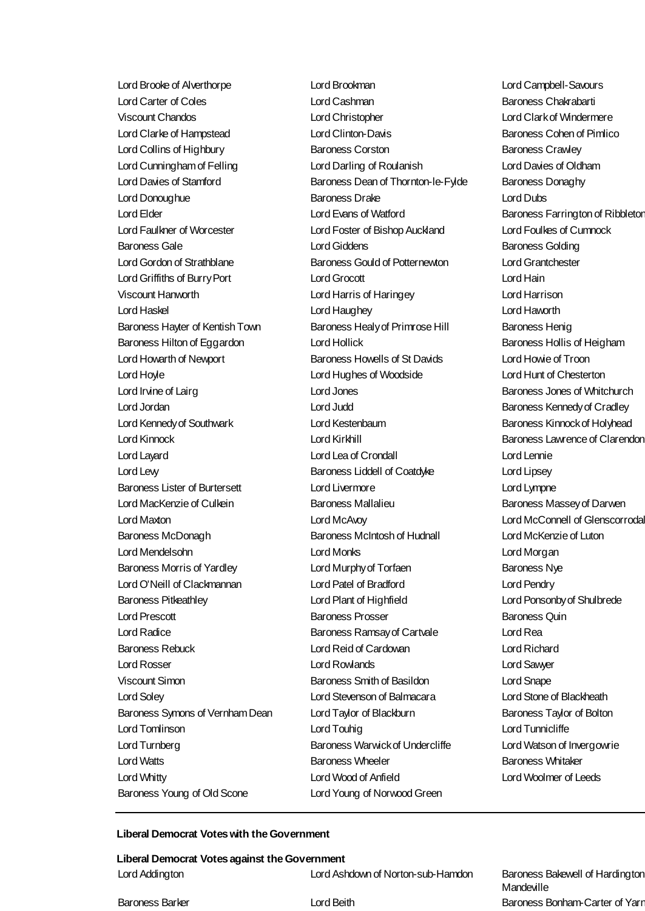Lord Brooke of Alverthorpe
Lord Brookman
Lord Campbell-Savours
Lord Carter of Coles
Lord Cashman
Baroness Chakrabarti
Viscount Chandos
Lord Christopher
Lord Clark of Windermere
Lord Clarke of Hampstead
Lord Clinton-Davis
Baroness Cohen of Pimlico
Lord Collins of Highbury
Baroness Corston
Baroness Crawley
Lord Cunningham of Felling
Lord Darling of Roulanish
Lord Davies of Oldham
Lord Davies of Stamford
Baroness Dean of Thornton-le-Fylde
Baroness Donaghy
Lord Donoughue
Baroness Drake
Lord Dubs
Lord Elder
Lord Evans of Watford
Baroness Farrington of Ribbleton
Lord Faulkner of Worcester
Lord Foster of Bishop Auckland
Lord Foulkes of Cumnock
Baroness Gale
Lord Giddens
Baroness Golding
Lord Gordon of Strathblane
Baroness Gould of Potternewton
Lord Grantchester
Lord Griffiths of Burry Port
Lord Grocott
Lord Hain
Viscount Hanworth
Lord Harris of Haringey
Lord Harrison
Lord Haskel
Lord Haughey
Lord Haworth
Baroness Hayter of Kentish Town
Baroness Healy of Primrose Hill
Baroness Henig
Baroness Hilton of Eggardon
Lord Hollick
Baroness Hollis of Heigham
Lord Howarth of Newport
Baroness Howells of St Davids
Lord Howie of Troon
Lord Hoyle
Lord Hughes of Woodside
Lord Hunt of Chesterton
Lord Irvine of Lairg
Lord Jones
Baroness Jones of Whitchurch
Lord Jordan
Lord Judd
Baroness Kennedy of Cradley
Lord Kennedy of Southwark
Lord Kestenbaum
Baroness Kinnock of Holyhead
Lord Kinnock
Lord Kirkhill
Baroness Lawrence of Clarendon
Lord Layard
Lord Lea of Crondall
Lord Lennie
Lord Levy
Baroness Liddell of Coatdyke
Lord Lipsey
Baroness Lister of Burtersett
Lord Livermore
Lord Lympne
Lord MacKenzie of Culkein
Baroness Mallalieu
Baroness Massey of Darwen
Lord Maxton
Lord McAvoy
Lord McConnell of Glenscorrodale
Baroness McDonagh
Baroness McIntosh of Hudnall
Lord McKenzie of Luton
Lord Mendelsohn
Lord Monks
Lord Morgan
Baroness Morris of Yardley
Lord Murphy of Torfaen
Baroness Nye
Lord O'Neill of Clackmannan
Lord Patel of Bradford
Lord Pendry
Baroness Pitkeathley
Lord Plant of Highfield
Lord Ponsonby of Shulbrede
Lord Prescott
Baroness Prosser
Baroness Quin
Lord Radice
Baroness Ramsay of Cartvale
Lord Rea
Baroness Rebuck
Lord Reid of Cardowan
Lord Richard
Lord Rosser
Lord Rowlands
Lord Sawyer
Viscount Simon
Baroness Smith of Basildon
Lord Snape
Lord Soley
Lord Stevenson of Balmacara
Lord Stone of Blackheath
Baroness Symons of Vernham Dean
Lord Taylor of Blackburn
Baroness Taylor of Bolton
Lord Tomlinson
Lord Touhig
Lord Tunnicliffe
Lord Turnberg
Baroness Warwick of Undercliffe
Lord Watson of Invergowrie
Lord Watts
Baroness Wheeler
Baroness Whitaker
Lord Whitty
Lord Wood of Anfield
Lord Woolmer of Leeds
Baroness Young of Old Scone
Lord Young of Norwood Green

**Liberal Democrat Votes with the Government**

**Liberal Democrat Votes against the Government**

Lord Addington
Lord Ashdown of Norton-sub-Hamdon
Baroness Bakewell of Hardington Mandeville
Baroness Barker
Lord Beith
Baroness Bonham-Carter of Yarn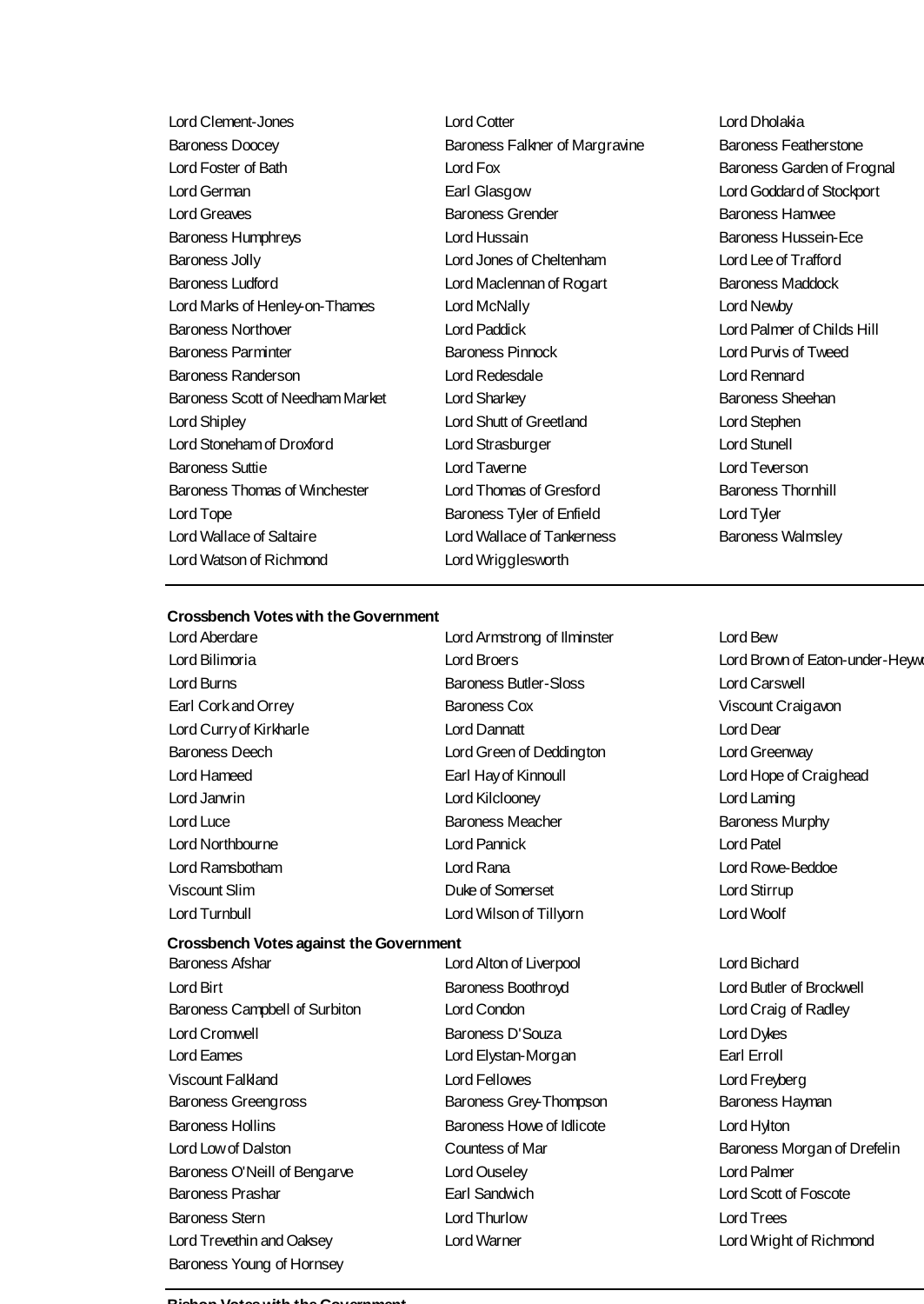| | | |
|---|---|---|
| Lord Clement-Jones | Lord Cotter | Lord Dholakia |
| Baroness Doocey | Baroness Falkner of Margravine | Baroness Featherstone |
| Lord Foster of Bath | Lord Fox | Baroness Garden of Frognal |
| Lord German | Earl Glasgow | Lord Goddard of Stockport |
| Lord Greaves | Baroness Grender | Baroness Hamwee |
| Baroness Humphreys | Lord Hussain | Baroness Hussein-Ece |
| Baroness Jolly | Lord Jones of Cheltenham | Lord Lee of Trafford |
| Baroness Ludford | Lord Maclennan of Rogart | Baroness Maddock |
| Lord Marks of Henley-on-Thames | Lord McNally | Lord Newby |
| Baroness Northover | Lord Paddick | Lord Palmer of Childs Hill |
| Baroness Parminter | Baroness Pinnock | Lord Purvis of Tweed |
| Baroness Randerson | Lord Redesdale | Lord Rennard |
| Baroness Scott of Needham Market | Lord Sharkey | Baroness Sheehan |
| Lord Shipley | Lord Shutt of Greetland | Lord Stephen |
| Lord Stoneham of Droxford | Lord Strasburger | Lord Stunell |
| Baroness Suttie | Lord Taverne | Lord Teverson |
| Baroness Thomas of Winchester | Lord Thomas of Gresford | Baroness Thornhill |
| Lord Tope | Baroness Tyler of Enfield | Lord Tyler |
| Lord Wallace of Saltaire | Lord Wallace of Tankerness | Baroness Walmsley |
| Lord Watson of Richmond | Lord Wrigglesworth | |

**Crossbench Votes with the Government**

| | | |
|---|---|---|
| Lord Aberdare | Lord Armstrong of Ilminster | Lord Bew |
| Lord Bilimoria | Lord Broers | Lord Brown of Eaton-under-Heywo |
| Lord Burns | Baroness Butler-Sloss | Lord Carswell |
| Earl Cork and Orrey | Baroness Cox | Viscount Craigavon |
| Lord Curry of Kirkharle | Lord Dannatt | Lord Dear |
| Baroness Deech | Lord Green of Deddington | Lord Greenway |
| Lord Hameed | Earl Hay of Kinnoull | Lord Hope of Craighead |
| Lord Janvrin | Lord Kilclooney | Lord Laming |
| Lord Luce | Baroness Meacher | Baroness Murphy |
| Lord Northbourne | Lord Pannick | Lord Patel |
| Lord Ramsbotham | Lord Rana | Lord Rowe-Beddoe |
| Viscount Slim | Duke of Somerset | Lord Stirrup |
| Lord Turnbull | Lord Wilson of Tillyorn | Lord Woolf |

**Crossbench Votes against the Government**

| | | |
|---|---|---|
| Baroness Afshar | Lord Alton of Liverpool | Lord Bichard |
| Lord Birt | Baroness Boothroyd | Lord Butler of Brockwell |
| Baroness Campbell of Surbiton | Lord Condon | Lord Craig of Radley |
| Lord Cromwell | Baroness D'Souza | Lord Dykes |
| Lord Eames | Lord Elystan-Morgan | Earl Erroll |
| Viscount Falkland | Lord Fellowes | Lord Freyberg |
| Baroness Greengross | Baroness Grey-Thompson | Baroness Hayman |
| Baroness Hollins | Baroness Howe of Idlicote | Lord Hylton |
| Lord Low of Dalston | Countess of Mar | Baroness Morgan of Drefelin |
| Baroness O'Neill of Bengarve | Lord Ouseley | Lord Palmer |
| Baroness Prashar | Earl Sandwich | Lord Scott of Foscote |
| Baroness Stern | Lord Thurlow | Lord Trees |
| Lord Trevethin and Oaksey | Lord Warner | Lord Wright of Richmond |
| Baroness Young of Hornsey | | |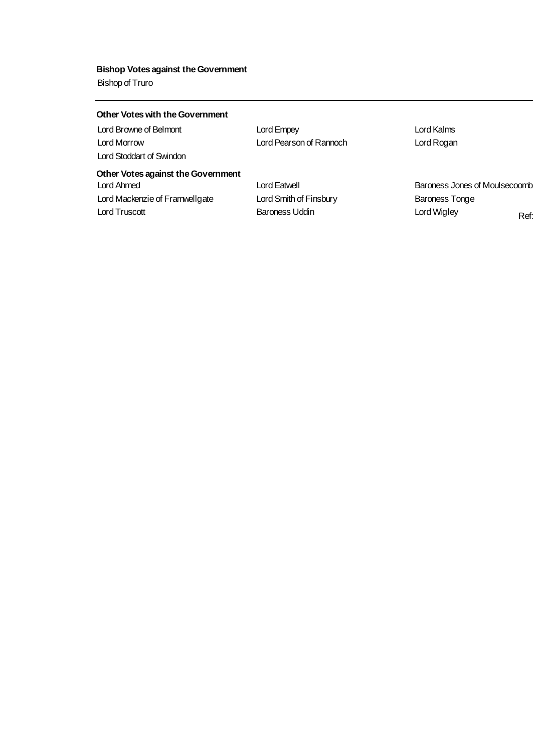**Bishop Votes against the Government**

Bishop of Truro

---

**Other Votes with the Government**

| | | |
|---|---|---|
| Lord Browne of Belmont | Lord Empey | Lord Kalms |
| Lord Morrow | Lord Pearson of Rannoch | Lord Rogan |
| Lord Stoddart of Swindon | | |

**Other Votes against the Government**

| | | |
|---|---|---|
| Lord Ahmed | Lord Eatwell | Baroness Jones of Moulsecoomb |
| Lord Mackenzie of Framwellgate | Lord Smith of Finsbury | Baroness Tonge |
| Lord Truscott | Baroness Uddin | Lord Wigley |

Ref: